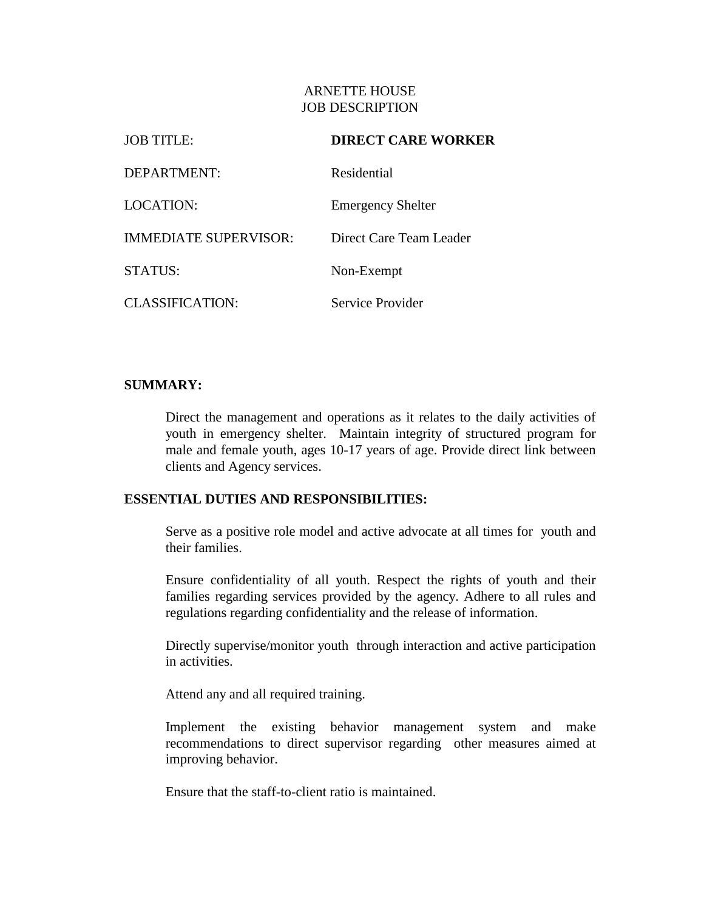# ARNETTE HOUSE
## JOB DESCRIPTION

| | |
|---|---|
| JOB TITLE: | **DIRECT CARE WORKER** |
| DEPARTMENT: | Residential |
| LOCATION: | Emergency Shelter |
| IMMEDIATE SUPERVISOR: | Direct Care Team Leader |
| STATUS: | Non-Exempt |
| CLASSIFICATION: | Service Provider |

**SUMMARY:**

Direct the management and operations as it relates to the daily activities of youth in emergency shelter. Maintain integrity of structured program for male and female youth, ages 10-17 years of age. Provide direct link between clients and Agency services.

**ESSENTIAL DUTIES AND RESPONSIBILITIES:**

Serve as a positive role model and active advocate at all times for youth and their families.

Ensure confidentiality of all youth. Respect the rights of youth and their families regarding services provided by the agency. Adhere to all rules and regulations regarding confidentiality and the release of information.

Directly supervise/monitor youth through interaction and active participation in activities.

Attend any and all required training.

Implement the existing behavior management system and make recommendations to direct supervisor regarding other measures aimed at improving behavior.

Ensure that the staff-to-client ratio is maintained.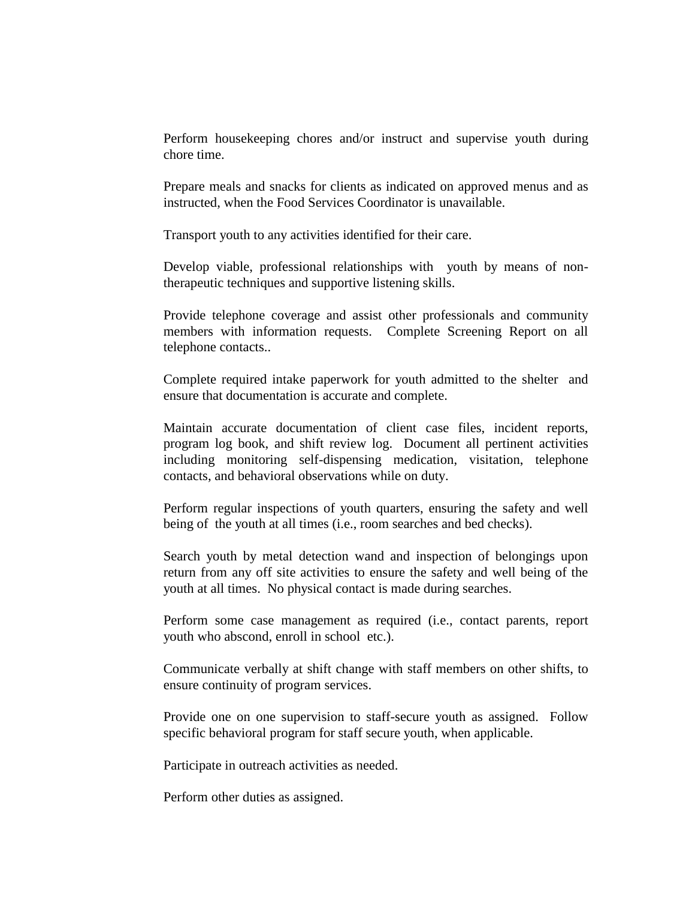Perform housekeeping chores and/or instruct and supervise youth during chore time.

Prepare meals and snacks for clients as indicated on approved menus and as instructed, when the Food Services Coordinator is unavailable.

Transport youth to any activities identified for their care.

Develop viable, professional relationships with youth by means of non-therapeutic techniques and supportive listening skills.

Provide telephone coverage and assist other professionals and community members with information requests. Complete Screening Report on all telephone contacts..

Complete required intake paperwork for youth admitted to the shelter and ensure that documentation is accurate and complete.

Maintain accurate documentation of client case files, incident reports, program log book, and shift review log. Document all pertinent activities including monitoring self-dispensing medication, visitation, telephone contacts, and behavioral observations while on duty.

Perform regular inspections of youth quarters, ensuring the safety and well being of the youth at all times (i.e., room searches and bed checks).

Search youth by metal detection wand and inspection of belongings upon return from any off site activities to ensure the safety and well being of the youth at all times. No physical contact is made during searches.

Perform some case management as required (i.e., contact parents, report youth who abscond, enroll in school etc.).

Communicate verbally at shift change with staff members on other shifts, to ensure continuity of program services.

Provide one on one supervision to staff-secure youth as assigned. Follow specific behavioral program for staff secure youth, when applicable.

Participate in outreach activities as needed.

Perform other duties as assigned.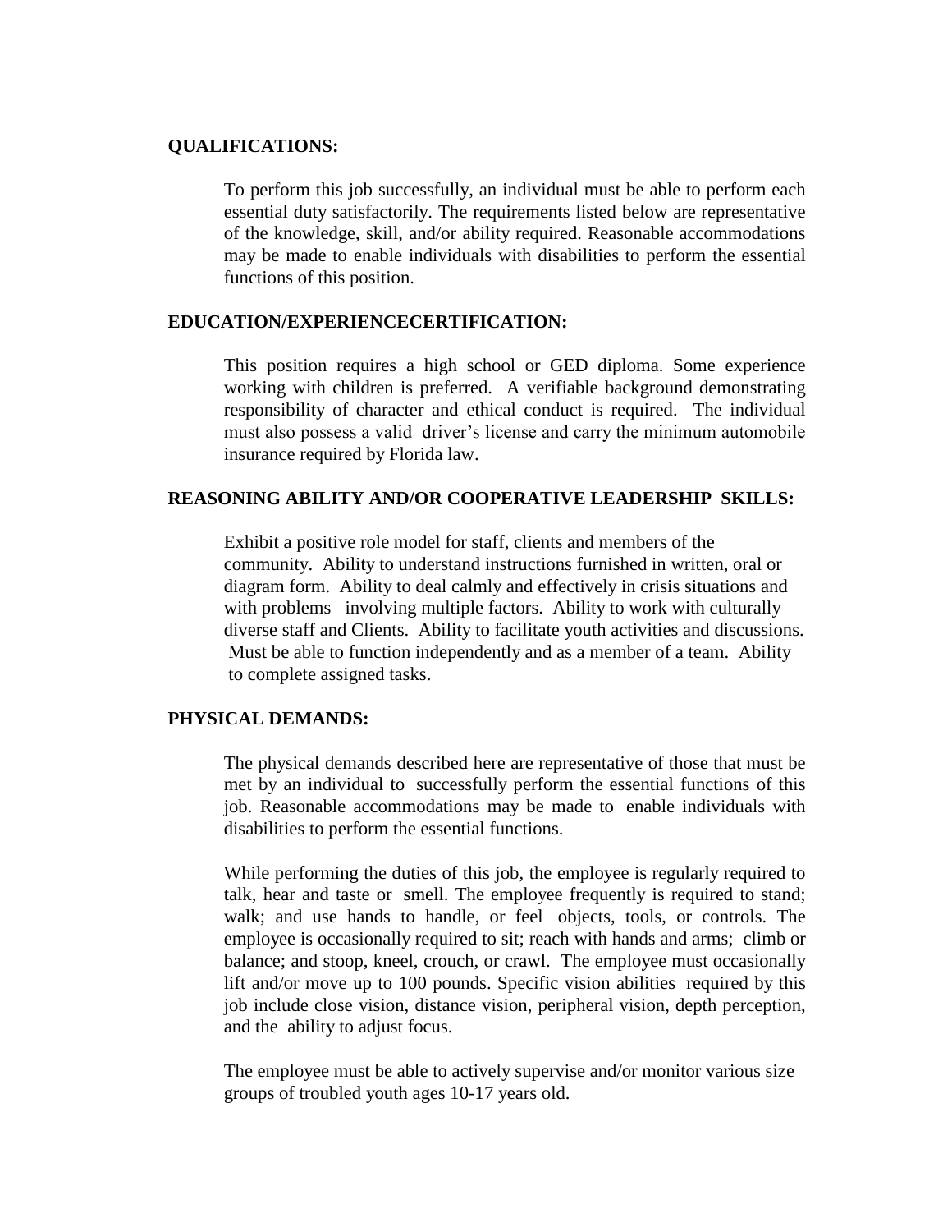**QUALIFICATIONS:**

To perform this job successfully, an individual must be able to perform each essential duty satisfactorily. The requirements listed below are representative of the knowledge, skill, and/or ability required. Reasonable accommodations may be made to enable individuals with disabilities to perform the essential functions of this position.

**EDUCATION/EXPERIENCECERTIFICATION:**

This position requires a high school or GED diploma. Some experience working with children is preferred. A verifiable background demonstrating responsibility of character and ethical conduct is required. The individual must also possess a valid driver's license and carry the minimum automobile insurance required by Florida law.

**REASONING ABILITY AND/OR COOPERATIVE LEADERSHIP SKILLS:**

Exhibit a positive role model for staff, clients and members of the community. Ability to understand instructions furnished in written, oral or diagram form. Ability to deal calmly and effectively in crisis situations and with problems involving multiple factors. Ability to work with culturally diverse staff and Clients. Ability to facilitate youth activities and discussions. Must be able to function independently and as a member of a team. Ability to complete assigned tasks.

**PHYSICAL DEMANDS:**

The physical demands described here are representative of those that must be met by an individual to successfully perform the essential functions of this job. Reasonable accommodations may be made to enable individuals with disabilities to perform the essential functions.

While performing the duties of this job, the employee is regularly required to talk, hear and taste or smell. The employee frequently is required to stand; walk; and use hands to handle, or feel objects, tools, or controls. The employee is occasionally required to sit; reach with hands and arms; climb or balance; and stoop, kneel, crouch, or crawl. The employee must occasionally lift and/or move up to 100 pounds. Specific vision abilities required by this job include close vision, distance vision, peripheral vision, depth perception, and the ability to adjust focus.

The employee must be able to actively supervise and/or monitor various size groups of troubled youth ages 10-17 years old.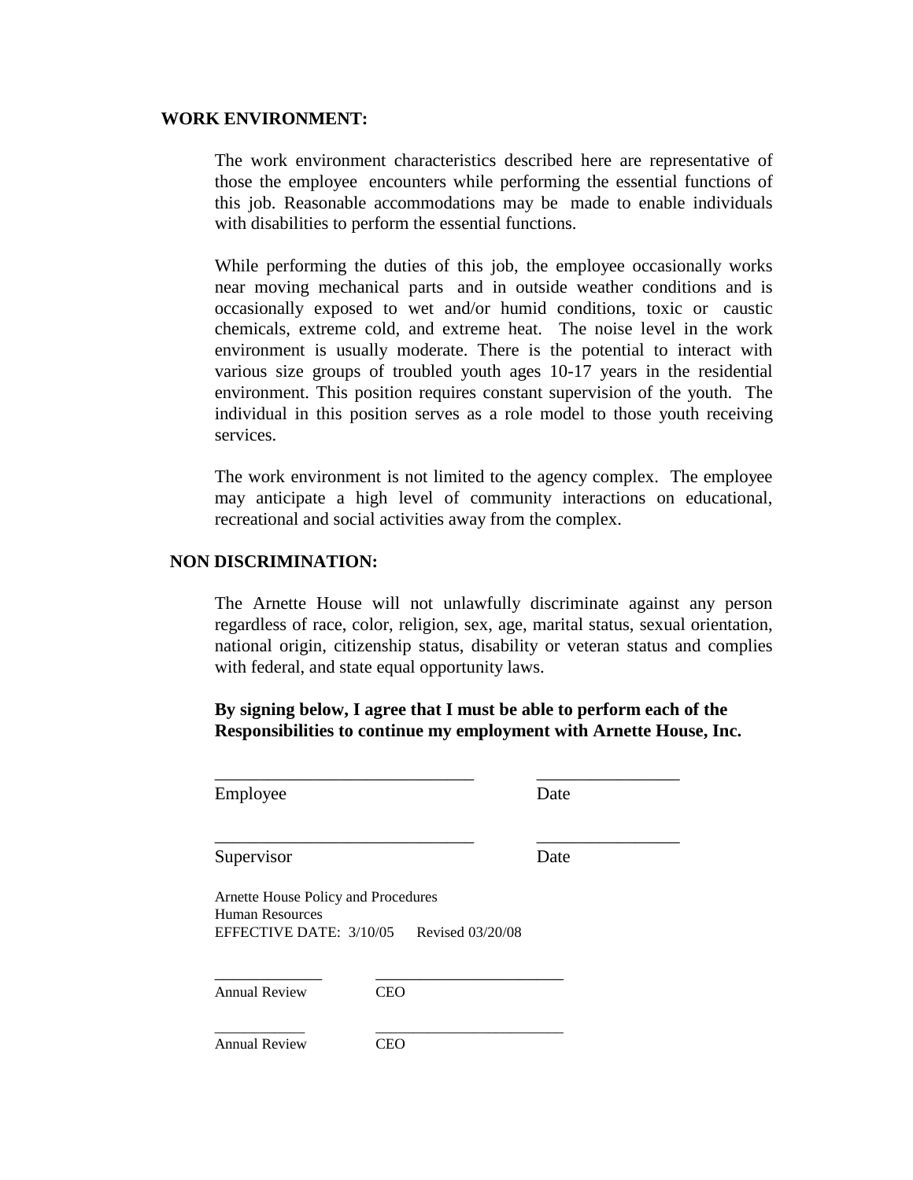## WORK ENVIRONMENT:

The work environment characteristics described here are representative of those the employee encounters while performing the essential functions of this job. Reasonable accommodations may be made to enable individuals with disabilities to perform the essential functions.

While performing the duties of this job, the employee occasionally works near moving mechanical parts and in outside weather conditions and is occasionally exposed to wet and/or humid conditions, toxic or caustic chemicals, extreme cold, and extreme heat. The noise level in the work environment is usually moderate. There is the potential to interact with various size groups of troubled youth ages 10-17 years in the residential environment. This position requires constant supervision of the youth. The individual in this position serves as a role model to those youth receiving services.

The work environment is not limited to the agency complex. The employee may anticipate a high level of community interactions on educational, recreational and social activities away from the complex.

## NON DISCRIMINATION:

The Arnette House will not unlawfully discriminate against any person regardless of race, color, religion, sex, age, marital status, sexual orientation, national origin, citizenship status, disability or veteran status and complies with federal, and state equal opportunity laws.

**By signing below, I agree that I must be able to perform each of the Responsibilities to continue my employment with Arnette House, Inc.**

______________________________ ________________
Employee Date

______________________________ ________________
Supervisor Date

Arnette House Policy and Procedures
Human Resources
EFFECTIVE DATE: 3/10/05 Revised 03/20/08

_____________ ________________________
Annual Review CEO

___________ ________________________
Annual Review CEO